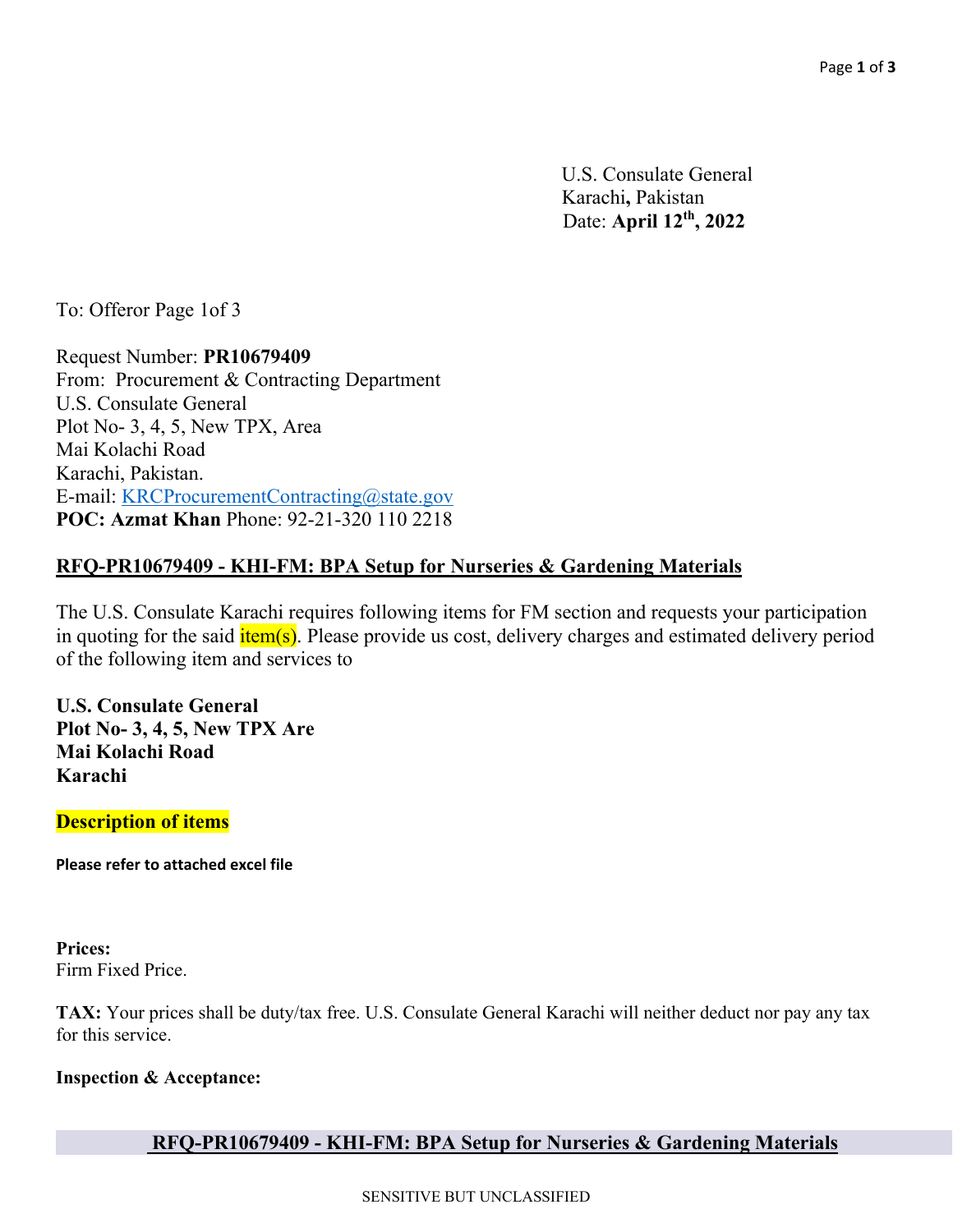U.S. Consulate General
Karachi, Pakistan
Date: **April 12th, 2022**

To: Offeror Page 1of 3

Request Number: **PR10679409**
From: Procurement & Contracting Department
U.S. Consulate General
Plot No- 3, 4, 5, New TPX, Area
Mai Kolachi Road
Karachi, Pakistan.
E-mail: KRCProcurementContracting@state.gov
**POC: Azmat Khan** Phone: 92-21-320 110 2218

**RFQ-PR10679409 - KHI-FM: BPA Setup for Nurseries & Gardening Materials**

The U.S. Consulate Karachi requires following items for FM section and requests your participation in quoting for the said item(s). Please provide us cost, delivery charges and estimated delivery period of the following item and services to

**U.S. Consulate General**
**Plot No- 3, 4, 5, New TPX Are**
**Mai Kolachi Road**
**Karachi**

**Description of items**

**Please refer to attached excel file**

**Prices:**
Firm Fixed Price.

**TAX:** Your prices shall be duty/tax free. U.S. Consulate General Karachi will neither deduct nor pay any tax for this service.

**Inspection & Acceptance:**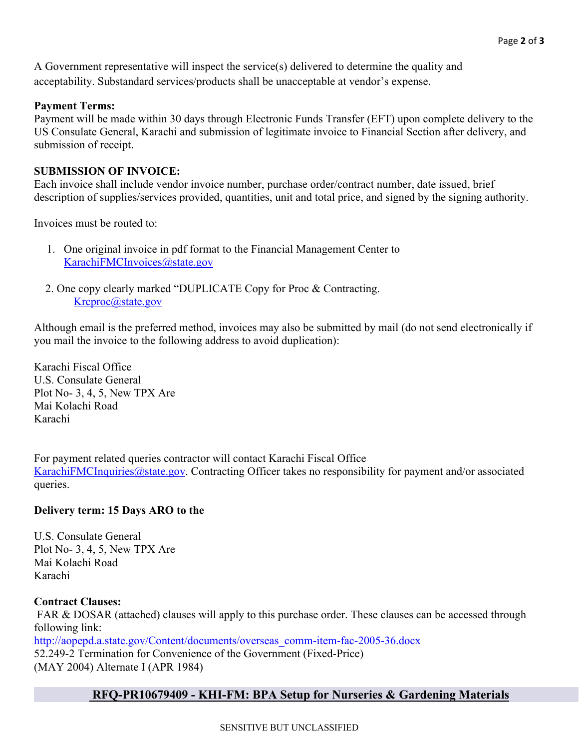A Government representative will inspect the service(s) delivered to determine the quality and acceptability. Substandard services/products shall be unacceptable at vendor's expense.

**Payment Terms:**
Payment will be made within 30 days through Electronic Funds Transfer (EFT) upon complete delivery to the US Consulate General, Karachi and submission of legitimate invoice to Financial Section after delivery, and submission of receipt.

**SUBMISSION OF INVOICE:**
Each invoice shall include vendor invoice number, purchase order/contract number, date issued, brief description of supplies/services provided, quantities, unit and total price, and signed by the signing authority.

Invoices must be routed to:

1. One original invoice in pdf format to the Financial Management Center to KarachiFMCInvoices@state.gov

2. One copy clearly marked "DUPLICATE Copy for Proc & Contracting. Krcproc@state.gov

Although email is the preferred method, invoices may also be submitted by mail (do not send electronically if you mail the invoice to the following address to avoid duplication):

Karachi Fiscal Office
U.S. Consulate General
Plot No- 3, 4, 5, New TPX Are
Mai Kolachi Road
Karachi

For payment related queries contractor will contact Karachi Fiscal Office KarachiFMCInquiries@state.gov. Contracting Officer takes no responsibility for payment and/or associated queries.

**Delivery term: 15 Days ARO to the**

U.S. Consulate General
Plot No- 3, 4, 5, New TPX Are
Mai Kolachi Road
Karachi

**Contract Clauses:**
FAR & DOSAR (attached) clauses will apply to this purchase order. These clauses can be accessed through following link:
http://aopepd.a.state.gov/Content/documents/overseas_comm-item-fac-2005-36.docx
52.249-2 Termination for Convenience of the Government (Fixed-Price)
(MAY 2004) Alternate I (APR 1984)

**RFQ-PR10679409 - KHI-FM: BPA Setup for Nurseries & Gardening Materials**

SENSITIVE BUT UNCLASSIFIED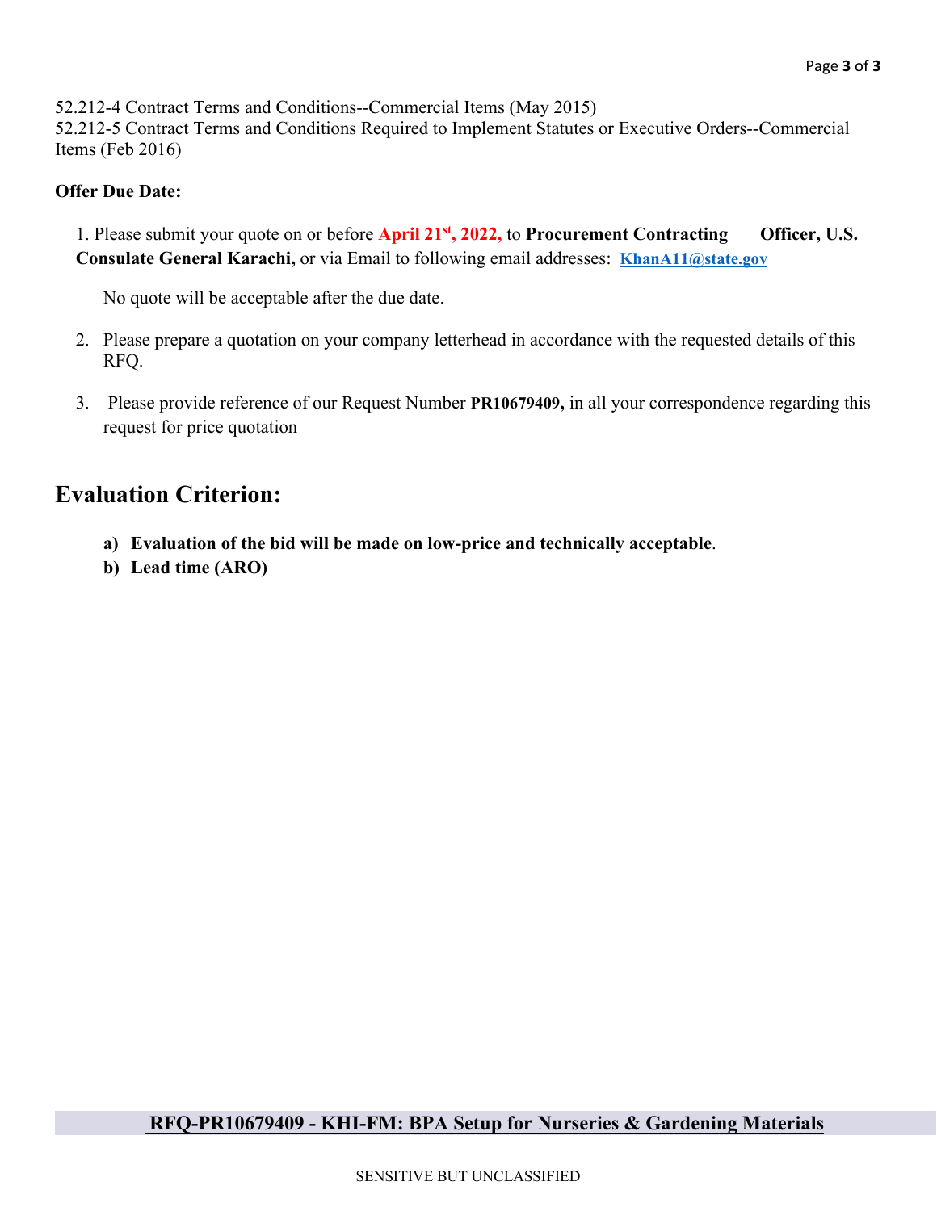52.212-4 Contract Terms and Conditions--Commercial Items (May 2015)
52.212-5 Contract Terms and Conditions Required to Implement Statutes or Executive Orders--Commercial Items (Feb 2016)

**Offer Due Date:**

1. Please submit your quote on or before **April 21st, 2022,** to **Procurement Contracting Officer, U.S. Consulate General Karachi,** or via Email to following email addresses: **KhanA11@state.gov**

   No quote will be acceptable after the due date.

2. Please prepare a quotation on your company letterhead in accordance with the requested details of this RFQ.

3. Please provide reference of our Request Number **PR10679409,** in all your correspondence regarding this request for price quotation

## Evaluation Criterion:

a) **Evaluation of the bid will be made on low-price and technically acceptable**.
b) **Lead time (ARO)**

**RFQ-PR10679409 - KHI-FM: BPA Setup for Nurseries & Gardening Materials**

SENSITIVE BUT UNCLASSIFIED